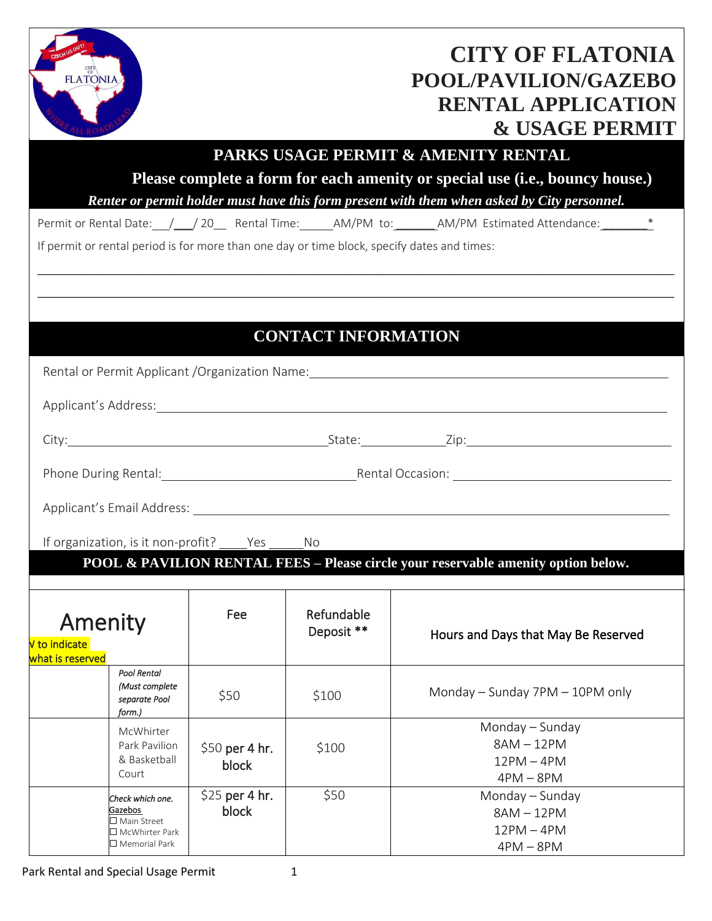# CITY OF FLATONIA
## POOL/PAVILION/GAZEBO RENTAL APPLICATION & USAGE PERMIT

### PARKS USAGE PERMIT & AMENITY RENTAL

**Please complete a form for each amenity or special use (i.e., bouncy house.)**

***Renter or permit holder must have this form present with them when asked by City personnel.***

Permit or Rental Date:\_\_\_/\_\_\_/ 20\_\_ Rental Time:\_\_\_\_\_AM/PM to:\_\_\_\_\_\_AM/PM Estimated Attendance:\_\_\_\_\_\_\_*

If permit or rental period is for more than one day or time block, specify dates and times:

\_\_\_\_\_\_\_\_\_\_\_\_\_\_\_\_\_\_\_\_\_\_\_\_\_\_\_\_\_\_\_\_\_\_\_\_\_\_\_\_\_\_\_\_\_\_\_\_\_\_\_\_\_\_\_\_\_\_\_\_\_\_\_\_\_\_\_\_\_\_\_\_

\_\_\_\_\_\_\_\_\_\_\_\_\_\_\_\_\_\_\_\_\_\_\_\_\_\_\_\_\_\_\_\_\_\_\_\_\_\_\_\_\_\_\_\_\_\_\_\_\_\_\_\_\_\_\_\_\_\_\_\_\_\_\_\_\_\_\_\_\_\_\_\_

### CONTACT INFORMATION

Rental or Permit Applicant /Organization Name:\_\_\_\_\_\_\_\_\_\_\_\_\_\_\_\_\_\_\_\_\_\_\_\_\_\_\_\_\_\_\_\_\_\_\_\_\_\_\_\_

Applicant's Address:\_\_\_\_\_\_\_\_\_\_\_\_\_\_\_\_\_\_\_\_\_\_\_\_\_\_\_\_\_\_\_\_\_\_\_\_\_\_\_\_\_\_\_\_\_\_\_\_\_\_\_\_\_\_\_\_\_\_

City:\_\_\_\_\_\_\_\_\_\_\_\_\_\_\_\_\_\_\_\_\_\_\_\_\_\_\_\_\_\_State:\_\_\_\_\_\_\_\_\_\_Zip:\_\_\_\_\_\_\_\_\_\_\_\_\_\_\_\_\_\_\_\_\_\_\_\_

Phone During Rental:\_\_\_\_\_\_\_\_\_\_\_\_\_\_\_\_\_\_\_\_\_\_\_Rental Occasion: \_\_\_\_\_\_\_\_\_\_\_\_\_\_\_\_\_\_\_\_\_\_\_\_\_\_

Applicant's Email Address: \_\_\_\_\_\_\_\_\_\_\_\_\_\_\_\_\_\_\_\_\_\_\_\_\_\_\_\_\_\_\_\_\_\_\_\_\_\_\_\_\_\_\_\_\_\_\_\_\_\_\_\_\_\_

If organization, is it non-profit? \_\_\_\_Yes \_\_\_\_\_No

### POOL & PAVILION RENTAL FEES – Please circle your reservable amenity option below.

| √ to indicate what is reserved | Amenity | Fee | Refundable Deposit ** | Hours and Days that May Be Reserved |
|---|---|---|---|---|
| | *Pool Rental (Must complete separate Pool form.)* | $50 | $100 | Monday – Sunday 7PM – 10PM only |
| | McWhirter Park Pavilion & Basketball Court | $50 per 4 hr. block | $100 | Monday – Sunday<br>8AM – 12PM<br>12PM – 4PM<br>4PM – 8PM |
| | *Check which one.*<br>Gazebos<br>☐ Main Street<br>☐ McWhirter Park<br>☐ Memorial Park | $25 per 4 hr. block | $50 | Monday – Sunday<br>8AM – 12PM<br>12PM – 4PM<br>4PM – 8PM |

Park Rental and Special Usage Permit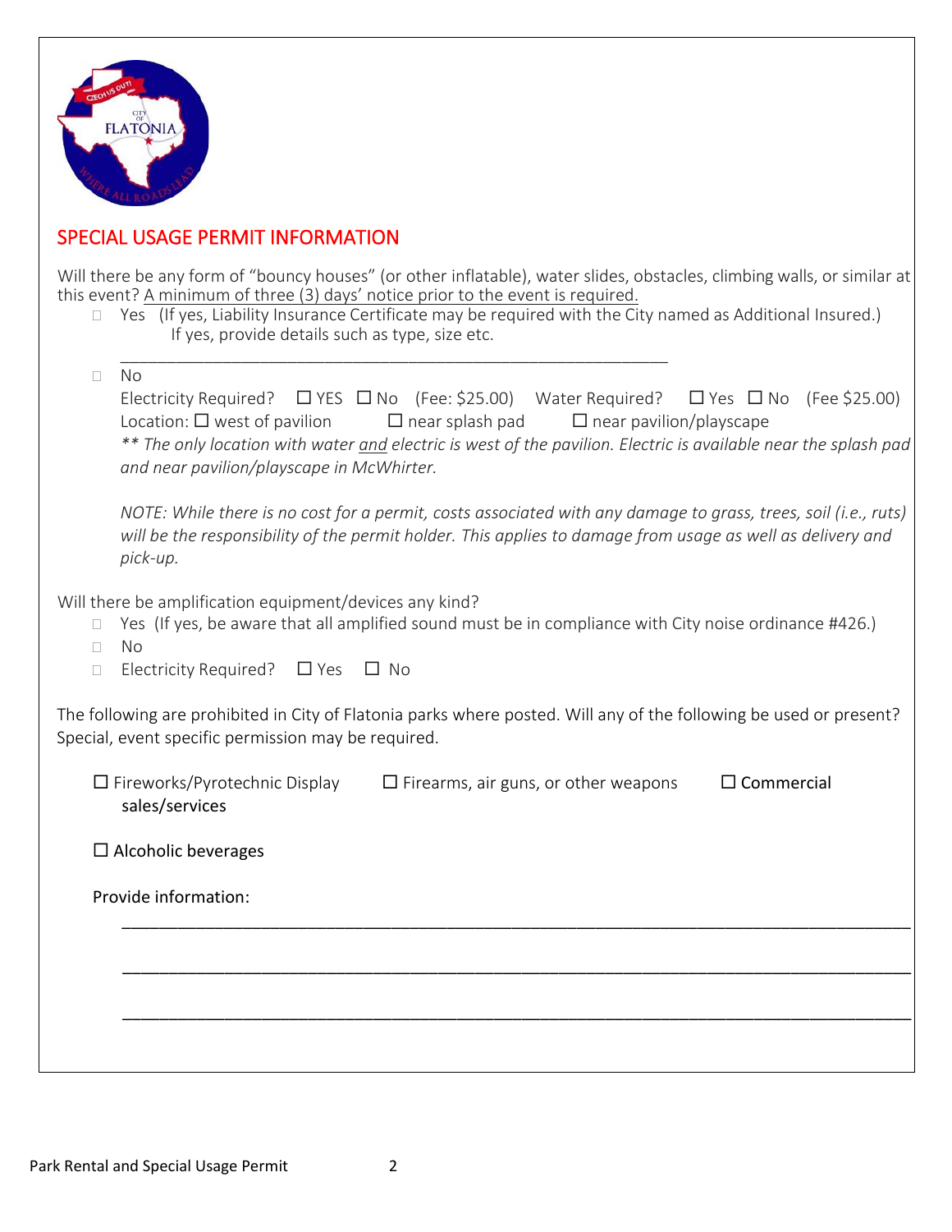## SPECIAL USAGE PERMIT INFORMATION

Will there be any form of "bouncy houses" (or other inflatable), water slides, obstacles, climbing walls, or similar at this event? A minimum of three (3) days' notice prior to the event is required.

- ☐ Yes (If yes, Liability Insurance Certificate may be required with the City named as Additional Insured.) If yes, provide details such as type, size etc.

  \_\_\_\_\_\_\_\_\_\_\_\_\_\_\_\_\_\_\_\_\_\_\_\_\_\_\_\_\_\_\_\_\_\_\_\_\_\_\_\_\_\_\_\_\_\_\_\_\_\_\_\_\_\_\_\_\_\_\_\_

- ☐ No

  Electricity Required? ☐ YES ☐ No (Fee: $25.00) Water Required? ☐ Yes ☐ No (Fee $25.00)

  Location: ☐ west of pavilion ☐ near splash pad ☐ near pavilion/playscape

  *\*\* The only location with water and electric is west of the pavilion. Electric is available near the splash pad and near pavilion/playscape in McWhirter.*

  *NOTE: While there is no cost for a permit, costs associated with any damage to grass, trees, soil (i.e., ruts) will be the responsibility of the permit holder. This applies to damage from usage as well as delivery and pick-up.*

Will there be amplification equipment/devices any kind?

- ☐ Yes (If yes, be aware that all amplified sound must be in compliance with City noise ordinance #426.)
- ☐ No
- ☐ Electricity Required? ☐ Yes ☐ No

The following are prohibited in City of Flatonia parks where posted. Will any of the following be used or present? Special, event specific permission may be required.

☐ Fireworks/Pyrotechnic Display ☐ Firearms, air guns, or other weapons ☐ Commercial sales/services

☐ Alcoholic beverages

Provide information:

\_\_\_\_\_\_\_\_\_\_\_\_\_\_\_\_\_\_\_\_\_\_\_\_\_\_\_\_\_\_\_\_\_\_\_\_\_\_\_\_\_\_\_\_\_\_\_\_\_\_\_\_\_\_\_\_\_\_\_\_\_\_\_\_\_\_\_\_\_\_\_\_\_\_\_\_

\_\_\_\_\_\_\_\_\_\_\_\_\_\_\_\_\_\_\_\_\_\_\_\_\_\_\_\_\_\_\_\_\_\_\_\_\_\_\_\_\_\_\_\_\_\_\_\_\_\_\_\_\_\_\_\_\_\_\_\_\_\_\_\_\_\_\_\_\_\_\_\_\_\_\_\_

\_\_\_\_\_\_\_\_\_\_\_\_\_\_\_\_\_\_\_\_\_\_\_\_\_\_\_\_\_\_\_\_\_\_\_\_\_\_\_\_\_\_\_\_\_\_\_\_\_\_\_\_\_\_\_\_\_\_\_\_\_\_\_\_\_\_\_\_\_\_\_\_\_\_\_\_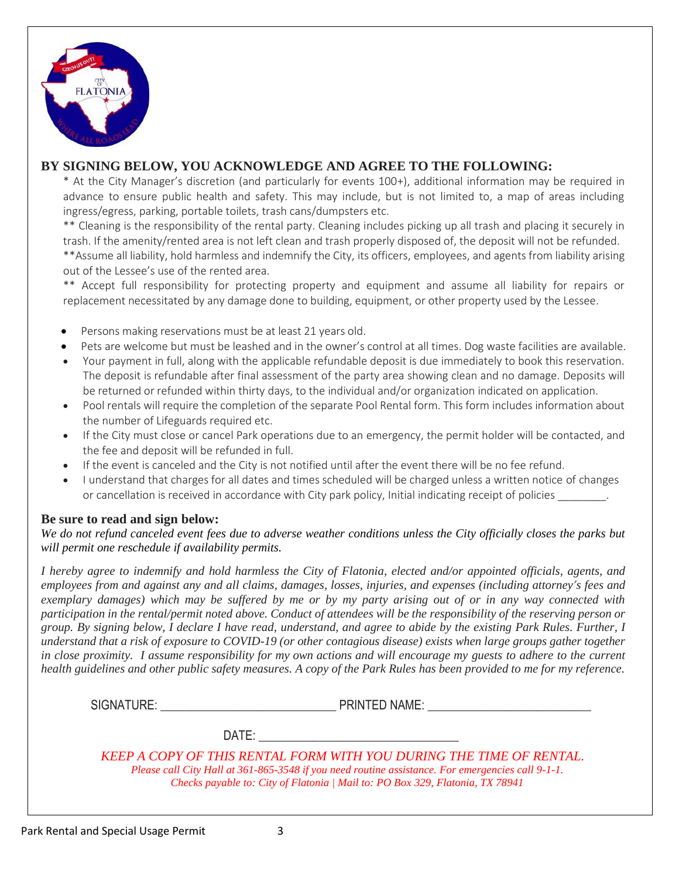## BY SIGNING BELOW, YOU ACKNOWLEDGE AND AGREE TO THE FOLLOWING:

* At the City Manager's discretion (and particularly for events 100+), additional information may be required in advance to ensure public health and safety. This may include, but is not limited to, a map of areas including ingress/egress, parking, portable toilets, trash cans/dumpsters etc.

** Cleaning is the responsibility of the rental party. Cleaning includes picking up all trash and placing it securely in trash. If the amenity/rented area is not left clean and trash properly disposed of, the deposit will not be refunded.

**Assume all liability, hold harmless and indemnify the City, its officers, employees, and agents from liability arising out of the Lessee's use of the rented area.

** Accept full responsibility for protecting property and equipment and assume all liability for repairs or replacement necessitated by any damage done to building, equipment, or other property used by the Lessee.

- Persons making reservations must be at least 21 years old.
- Pets are welcome but must be leashed and in the owner's control at all times. Dog waste facilities are available.
- Your payment in full, along with the applicable refundable deposit is due immediately to book this reservation. The deposit is refundable after final assessment of the party area showing clean and no damage. Deposits will be returned or refunded within thirty days, to the individual and/or organization indicated on application.
- Pool rentals will require the completion of the separate Pool Rental form. This form includes information about the number of Lifeguards required etc.
- If the City must close or cancel Park operations due to an emergency, the permit holder will be contacted, and the fee and deposit will be refunded in full.
- If the event is canceled and the City is not notified until after the event there will be no fee refund.
- I understand that charges for all dates and times scheduled will be charged unless a written notice of changes or cancellation is received in accordance with City park policy, Initial indicating receipt of policies ________.

**Be sure to read and sign below:**

*We do not refund canceled event fees due to adverse weather conditions unless the City officially closes the parks but will permit one reschedule if availability permits.*

*I hereby agree to indemnify and hold harmless the City of Flatonia, elected and/or appointed officials, agents, and employees from and against any and all claims, damages, losses, injuries, and expenses (including attorney's fees and exemplary damages) which may be suffered by me or by my party arising out of or in any way connected with participation in the rental/permit noted above. Conduct of attendees will be the responsibility of the reserving person or group. By signing below, I declare I have read, understand, and agree to abide by the existing Park Rules. Further, I understand that a risk of exposure to COVID-19 (or other contagious disease) exists when large groups gather together in close proximity. I assume responsibility for my own actions and will encourage my guests to adhere to the current health guidelines and other public safety measures. A copy of the Park Rules has been provided to me for my reference.*

SIGNATURE: ___________________________ PRINTED NAME: _________________________

DATE: _______________________________

*KEEP A COPY OF THIS RENTAL FORM WITH YOU DURING THE TIME OF RENTAL.*

*Please call City Hall at 361-865-3548 if you need routine assistance. For emergencies call 9-1-1.*

*Checks payable to: City of Flatonia | Mail to: PO Box 329, Flatonia, TX 78941*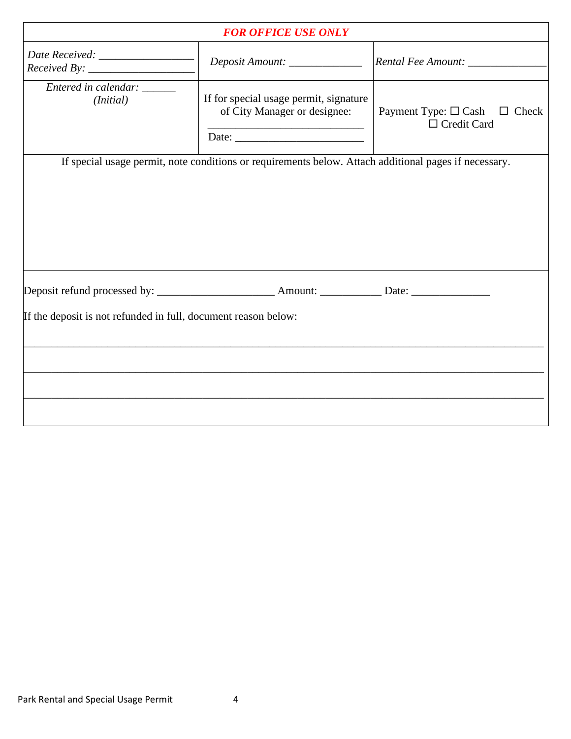***FOR OFFICE USE ONLY***

| | | |
|---|---|---|
| *Date Received:* ________________ *Received By:* __________________ | *Deposit Amount:* _____________ | *Rental Fee Amount:* ______________ |
| *Entered in calendar:* ______ *(Initial)* | If for special usage permit, signature of City Manager or designee: ____________________________ Date: _______________________ | Payment Type: ☐ Cash ☐ Check ☐ Credit Card |

If special usage permit, note conditions or requirements below. Attach additional pages if necessary.

Deposit refund processed by: _____________________ Amount: ___________ Date: ______________

If the deposit is not refunded in full, document reason below:

_______________________________________________________________________________

_______________________________________________________________________________

_______________________________________________________________________________